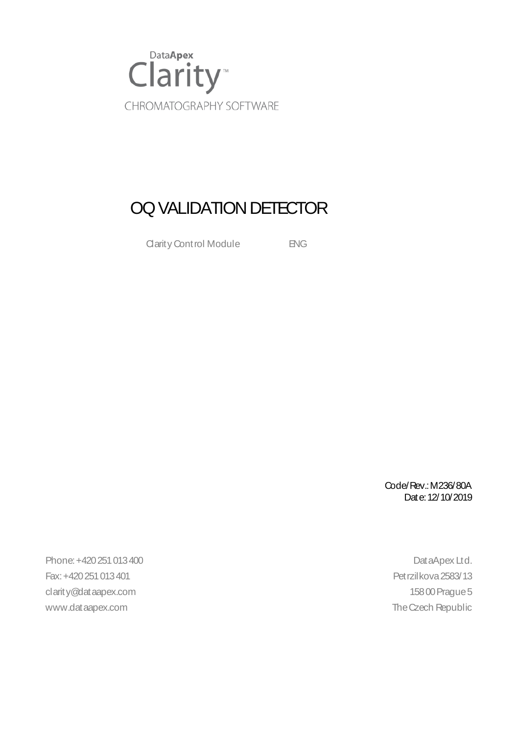DataApex

Clarity™

CHROMATOGRAPHY SOFTWARE

# OQ VALIDATION DETECTOR

Clarity Control Module ENG

Code/Rev.: M236/80A
Date: 12/10/2019

Phone: +420 251 013 400
Fax: +420 251 013 401
clarity@dataapex.com
www.dataapex.com

DataApex Ltd.
Petrzilkova 2583/13
158 00 Prague 5
The Czech Republic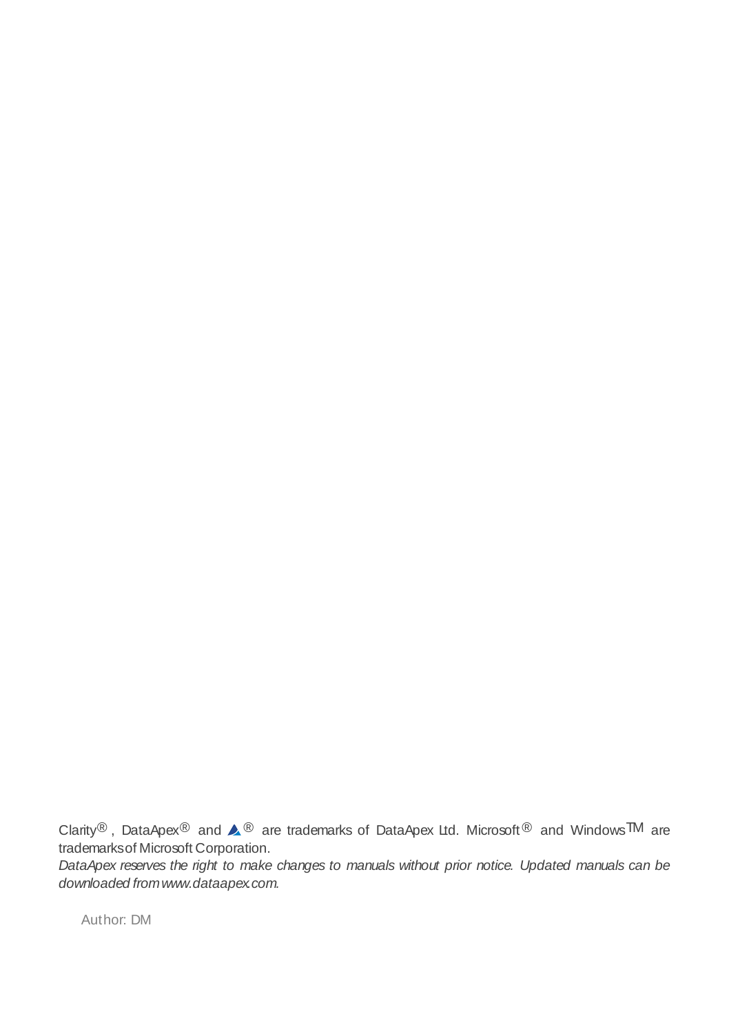Clarity®, DataApex® and ® are trademarks of DataApex Ltd. Microsoft® and Windows™ are trademarks of Microsoft Corporation.

*DataApex reserves the right to make changes to manuals without prior notice. Updated manuals can be downloaded from www.dataapex.com.*

Author: DM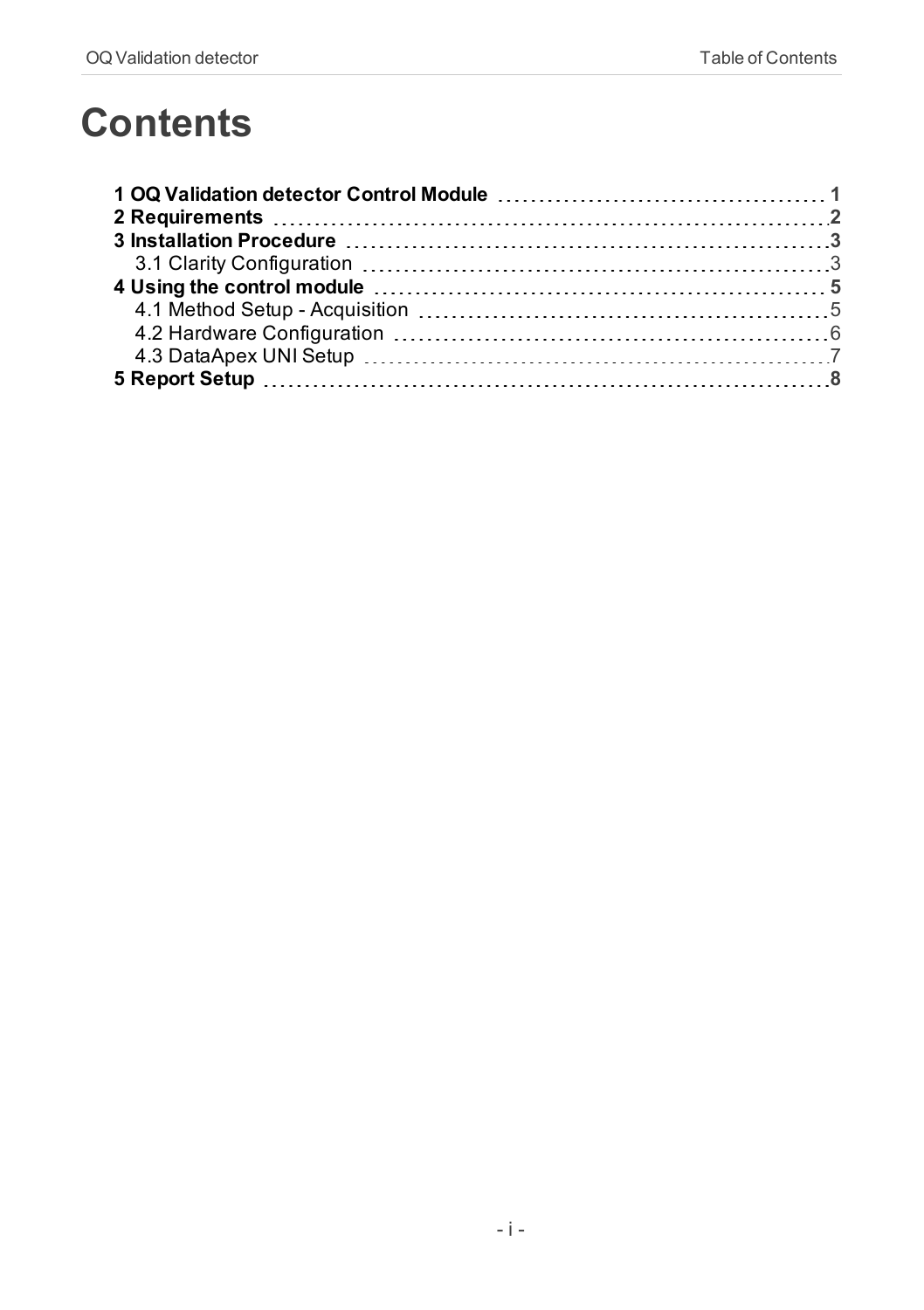# Contents

**1 OQ Validation detector Control Module** 1
**2 Requirements** 2
**3 Installation Procedure** 3
  3.1 Clarity Configuration 3
**4 Using the control module** 5
  4.1 Method Setup - Acquisition 5
  4.2 Hardware Configuration 6
  4.3 DataApex UNI Setup 7
**5 Report Setup** 8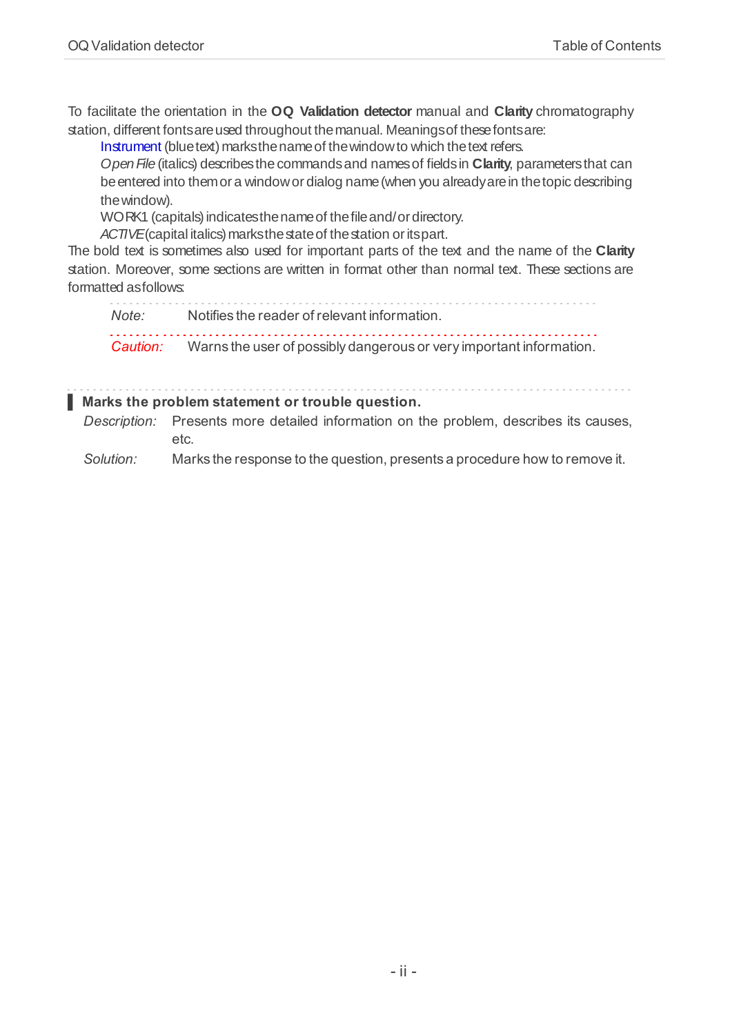To facilitate the orientation in the **OQ Validation detector** manual and **Clarity** chromatography station, different fonts are used throughout the manual. Meanings of these fonts are:

Instrument (blue text) marks the name of the window to which the text refers.

*Open File* (italics) describes the commands and names of fields in **Clarity**, parameters that can be entered into them or a window or dialog name (when you already are in the topic describing the window).

WORK1 (capitals) indicates the name of the file and/or directory.

*ACTIVE* (capital italics) marks the state of the station or its part.

The bold text is sometimes also used for important parts of the text and the name of the **Clarity** station. Moreover, some sections are written in format other than normal text. These sections are formatted as follows:

*Note:* Notifies the reader of relevant information.

*Caution:* Warns the user of possibly dangerous or very important information.

**Marks the problem statement or trouble question.**

*Description:* Presents more detailed information on the problem, describes its causes, etc.

*Solution:* Marks the response to the question, presents a procedure how to remove it.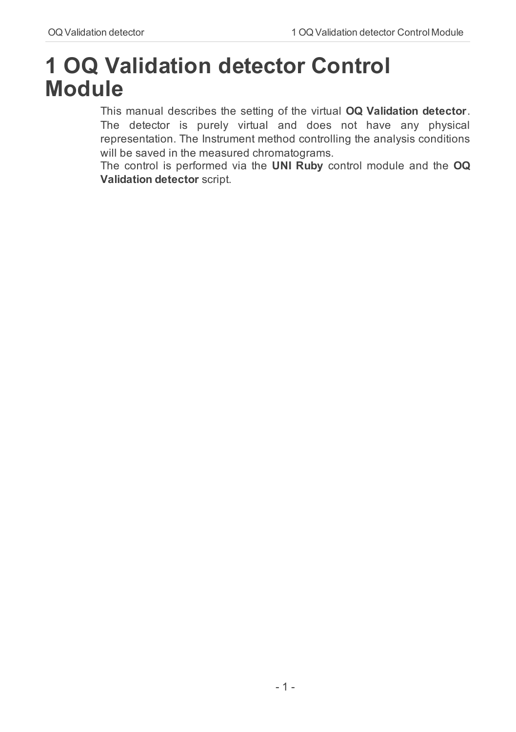# 1 OQ Validation detector Control Module

This manual describes the setting of the virtual **OQ Validation detector**. The detector is purely virtual and does not have any physical representation. The Instrument method controlling the analysis conditions will be saved in the measured chromatograms.

The control is performed via the **UNI Ruby** control module and the **OQ Validation detector** script.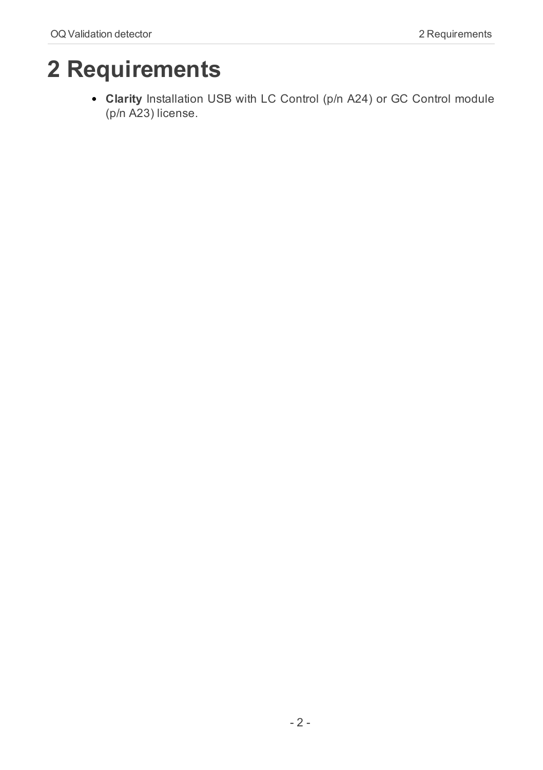# 2 Requirements

- **Clarity** Installation USB with LC Control (p/n A24) or GC Control module (p/n A23) license.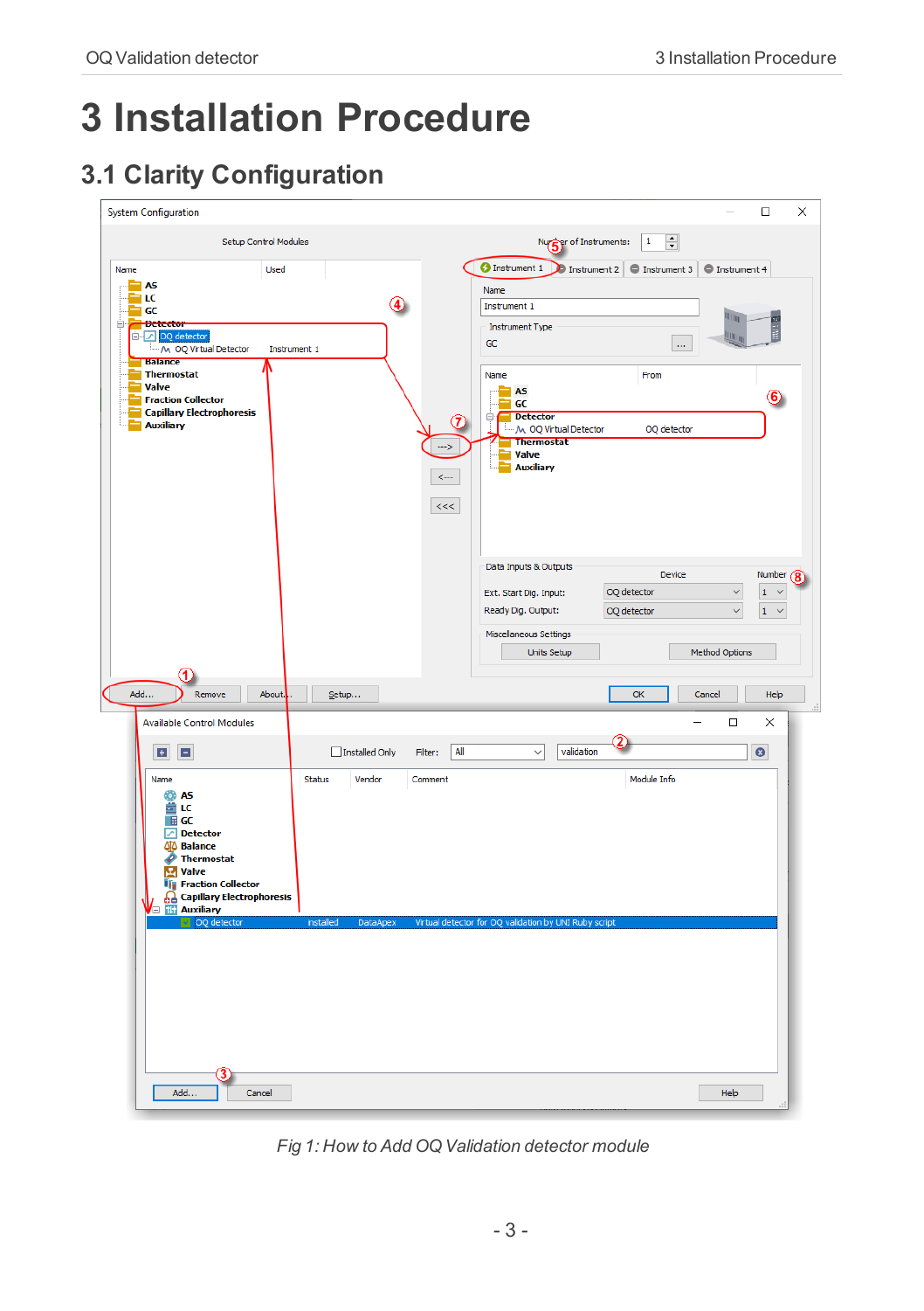# 3 Installation Procedure

## 3.1 Clarity Configuration

*Fig 1: How to Add OQ Validation detector module*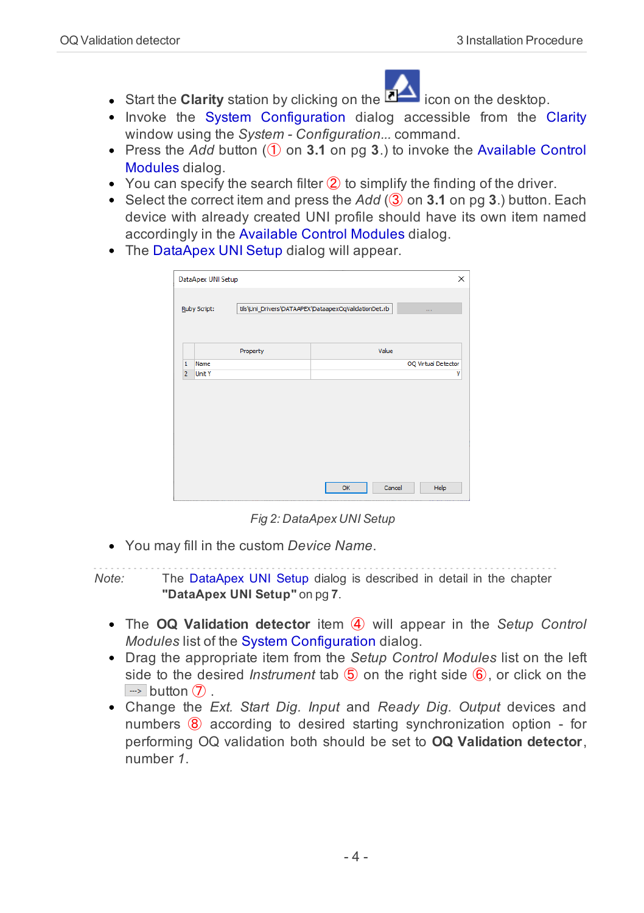- Start the **Clarity** station by clicking on the icon on the desktop.
- Invoke the System Configuration dialog accessible from the Clarity window using the *System - Configuration...* command.
- Press the *Add* button (① on **3.1** on pg **3**.) to invoke the Available Control Modules dialog.
- You can specify the search filter ② to simplify the finding of the driver.
- Select the correct item and press the *Add* (③ on **3.1** on pg **3**.) button. Each device with already created UNI profile should have its own item named accordingly in the Available Control Modules dialog.
- The DataApex UNI Setup dialog will appear.

Fig 2: DataApex UNI Setup

- You may fill in the custom *Device Name*.

*Note:* The DataApex UNI Setup dialog is described in detail in the chapter **"DataApex UNI Setup"** on pg **7**.

- The **OQ Validation detector** item ④ will appear in the *Setup Control Modules* list of the System Configuration dialog.
- Drag the appropriate item from the *Setup Control Modules* list on the left side to the desired *Instrument* tab ⑤ on the right side ⑥, or click on the ---> button ⑦ .
- Change the *Ext. Start Dig. Input* and *Ready Dig. Output* devices and numbers ⑧ according to desired starting synchronization option - for performing OQ validation both should be set to **OQ Validation detector**, number *1*.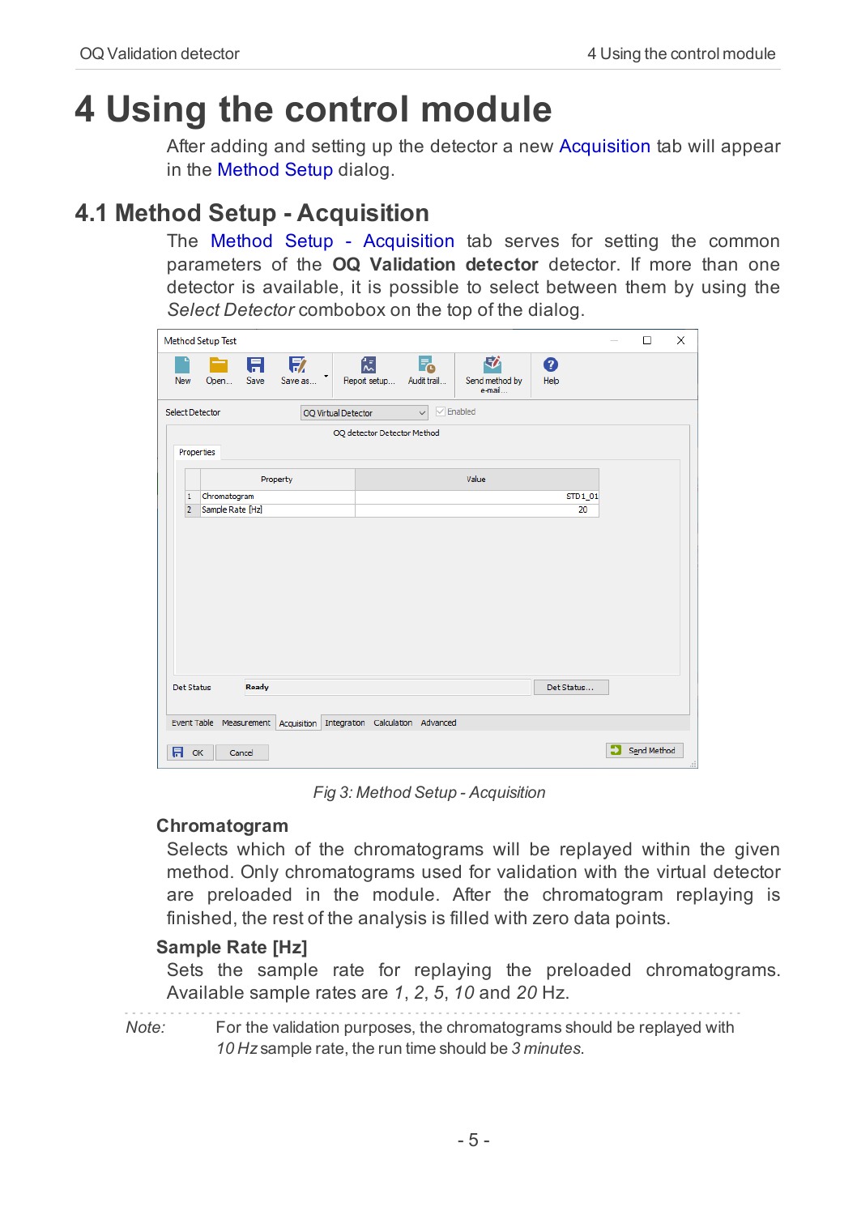# 4 Using the control module

After adding and setting up the detector a new Acquisition tab will appear in the Method Setup dialog.

## 4.1 Method Setup - Acquisition

The Method Setup - Acquisition tab serves for setting the common parameters of the **OQ Validation detector** detector. If more than one detector is available, it is possible to select between them by using the *Select Detector* combobox on the top of the dialog.

*Fig 3: Method Setup - Acquisition*

### Chromatogram

Selects which of the chromatograms will be replayed within the given method. Only chromatograms used for validation with the virtual detector are preloaded in the module. After the chromatogram replaying is finished, the rest of the analysis is filled with zero data points.

### Sample Rate [Hz]

Sets the sample rate for replaying the preloaded chromatograms. Available sample rates are *1*, *2*, *5*, *10* and *20* Hz.

*Note:* For the validation purposes, the chromatograms should be replayed with *10 Hz* sample rate, the run time should be *3 minutes*.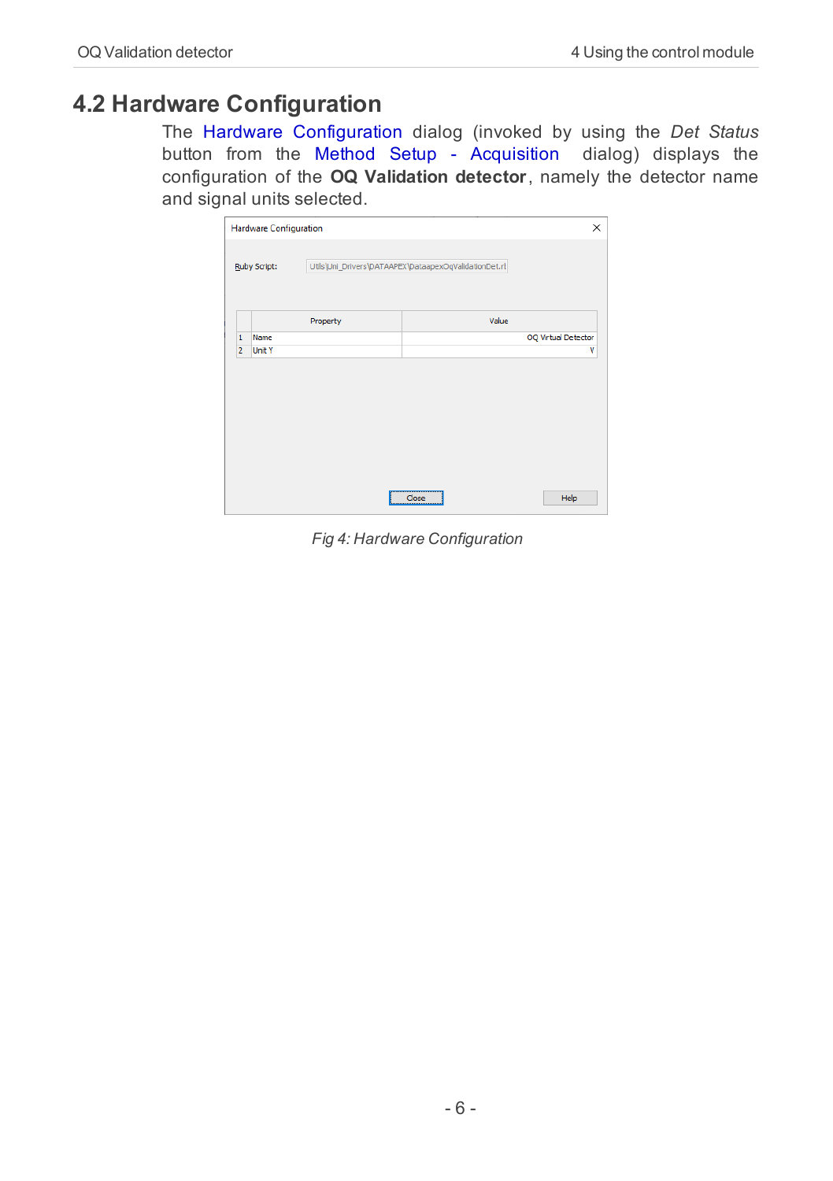## 4.2 Hardware Configuration

The Hardware Configuration dialog (invoked by using the *Det Status* button from the Method Setup - Acquisition dialog) displays the configuration of the **OQ Validation detector**, namely the detector name and signal units selected.

*Fig 4: Hardware Configuration*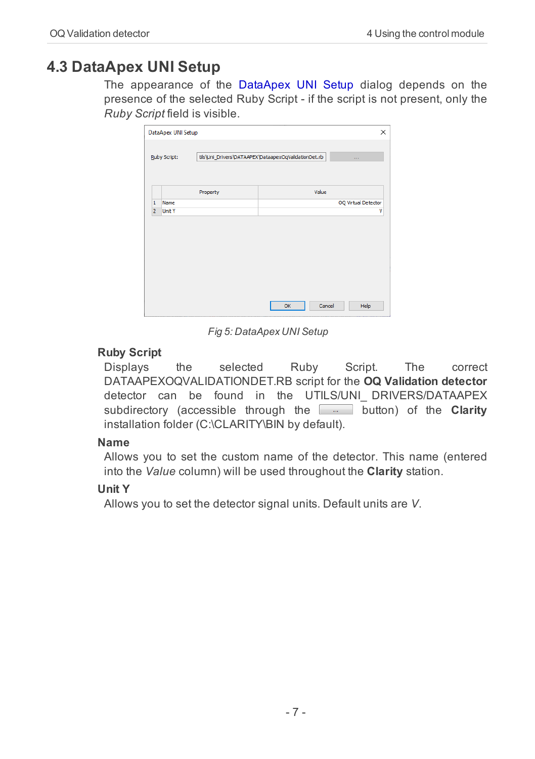## 4.3 DataApex UNI Setup

The appearance of the DataApex UNI Setup dialog depends on the presence of the selected Ruby Script - if the script is not present, only the *Ruby Script* field is visible.

*Fig 5: DataApex UNI Setup*

### Ruby Script

Displays the selected Ruby Script. The correct DATAAPEXOQVALIDATIONDET.RB script for the **OQ Validation detector** detector can be found in the UTILS/UNI_ DRIVERS/DATAAPEX subdirectory (accessible through the ... button) of the **Clarity** installation folder (C:\CLARITY\BIN by default).

### Name

Allows you to set the custom name of the detector. This name (entered into the *Value* column) will be used throughout the **Clarity** station.

### Unit Y

Allows you to set the detector signal units. Default units are *V*.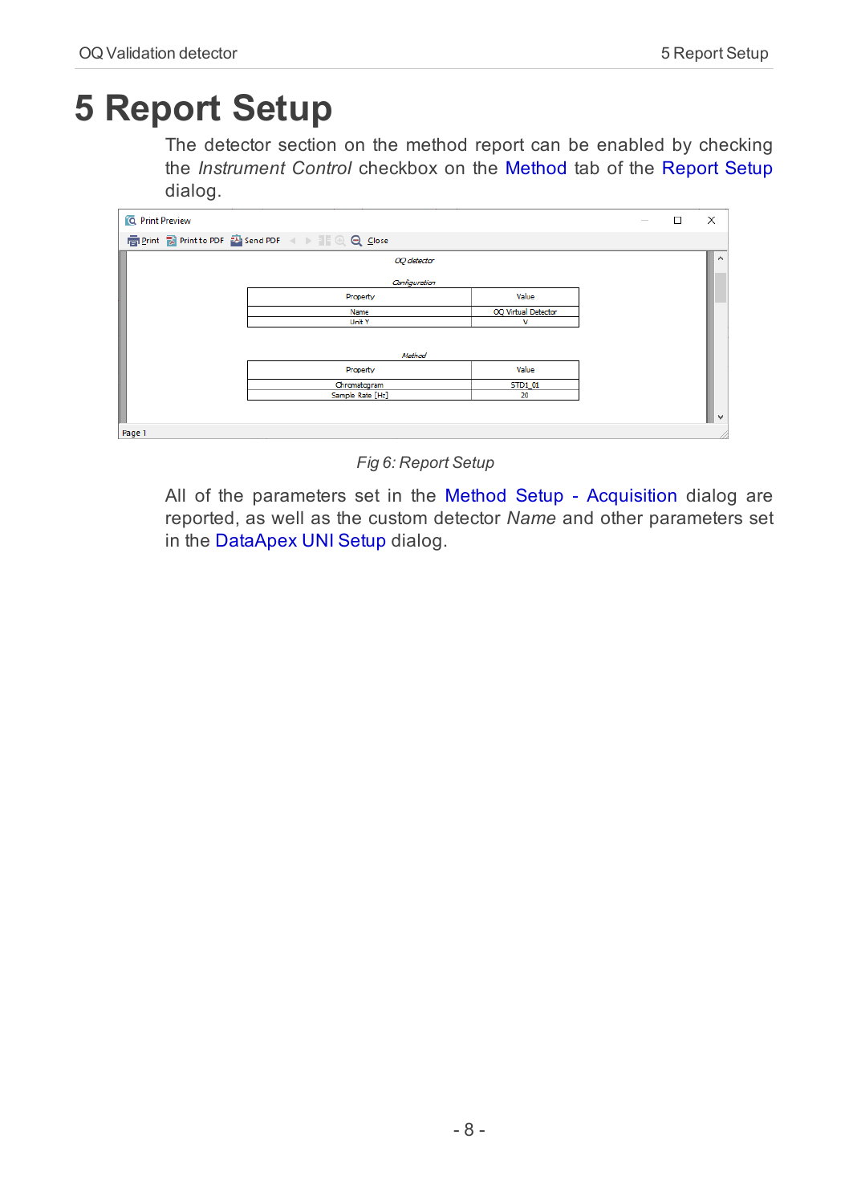# 5 Report Setup

The detector section on the method report can be enabled by checking the *Instrument Control* checkbox on the Method tab of the Report Setup dialog.

*Fig 6: Report Setup*

All of the parameters set in the Method Setup - Acquisition dialog are reported, as well as the custom detector *Name* and other parameters set in the DataApex UNI Setup dialog.